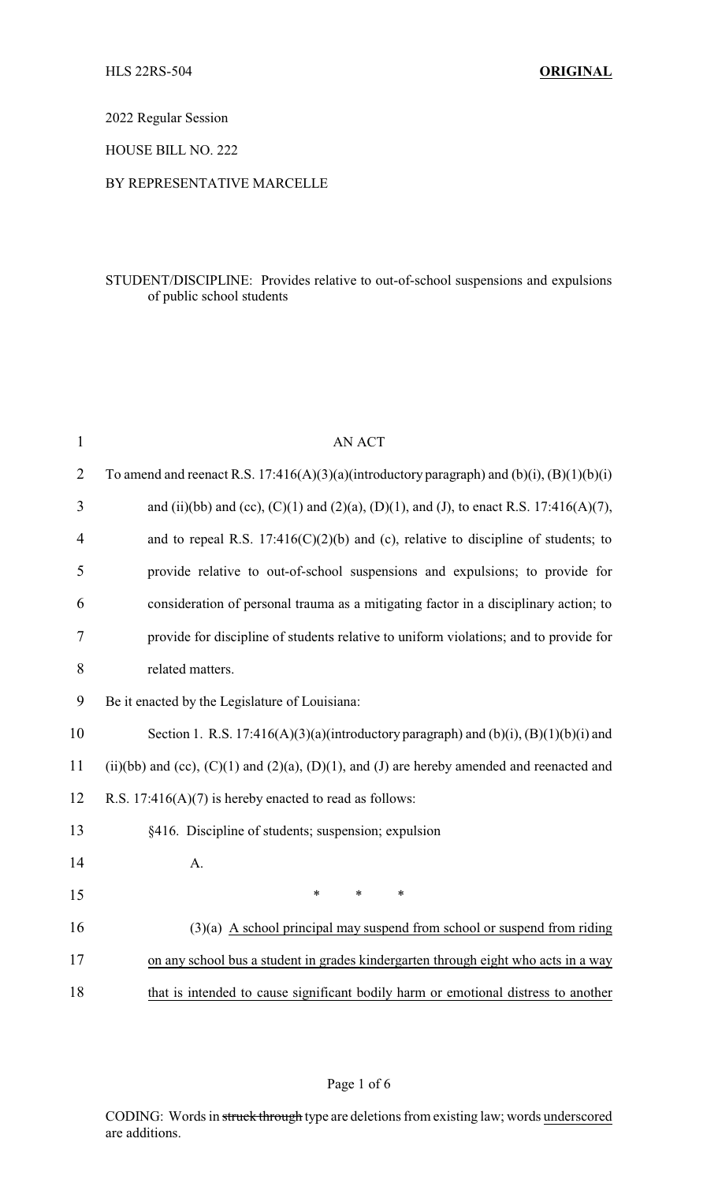HLS 22RS-504 **ORIGINAL**

2022 Regular Session

HOUSE BILL NO. 222

BY REPRESENTATIVE MARCELLE

STUDENT/DISCIPLINE: Provides relative to out-of-school suspensions and expulsions of public school students

AN ACT

To amend and reenact R.S. 17:416(A)(3)(a)(introductory paragraph) and (b)(i), (B)(1)(b)(i) and (ii)(bb) and (cc), (C)(1) and (2)(a), (D)(1), and (J), to enact R.S. 17:416(A)(7), and to repeal R.S. 17:416(C)(2)(b) and (c), relative to discipline of students; to provide relative to out-of-school suspensions and expulsions; to provide for consideration of personal trauma as a mitigating factor in a disciplinary action; to provide for discipline of students relative to uniform violations; and to provide for related matters.

Be it enacted by the Legislature of Louisiana:

Section 1. R.S. 17:416(A)(3)(a)(introductory paragraph) and (b)(i), (B)(1)(b)(i) and (ii)(bb) and (cc), (C)(1) and (2)(a), (D)(1), and (J) are hereby amended and reenacted and R.S. 17:416(A)(7) is hereby enacted to read as follows:

§416. Discipline of students; suspension; expulsion

A.

\* \* \*

(3)(a) <u>A school principal may suspend from school or suspend from riding on any school bus a student in grades kindergarten through eight who acts in a way that is intended to cause significant bodily harm or emotional distress to another</u>

CODING: Words in ~~struck through~~ type are deletions from existing law; words <u>underscored</u> are additions.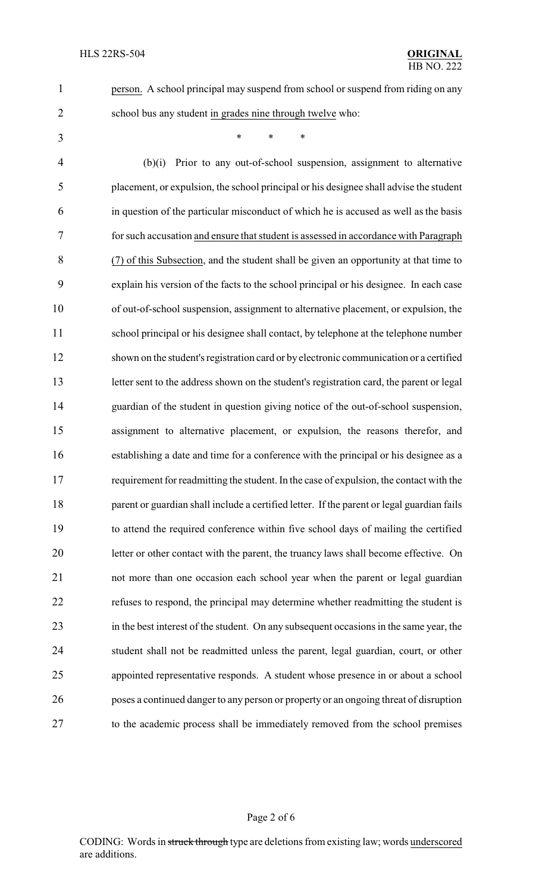<u>person.</u> A school principal may suspend from school or suspend from riding on any school bus any student <u>in grades nine through twelve</u> who:

\* \* \*

(b)(i) Prior to any out-of-school suspension, assignment to alternative placement, or expulsion, the school principal or his designee shall advise the student in question of the particular misconduct of which he is accused as well as the basis for such accusation <u>and ensure that student is assessed in accordance with Paragraph (7) of this Subsection</u>, and the student shall be given an opportunity at that time to explain his version of the facts to the school principal or his designee. In each case of out-of-school suspension, assignment to alternative placement, or expulsion, the school principal or his designee shall contact, by telephone at the telephone number shown on the student's registration card or by electronic communication or a certified letter sent to the address shown on the student's registration card, the parent or legal guardian of the student in question giving notice of the out-of-school suspension, assignment to alternative placement, or expulsion, the reasons therefor, and establishing a date and time for a conference with the principal or his designee as a requirement for readmitting the student. In the case of expulsion, the contact with the parent or guardian shall include a certified letter. If the parent or legal guardian fails to attend the required conference within five school days of mailing the certified letter or other contact with the parent, the truancy laws shall become effective. On not more than one occasion each school year when the parent or legal guardian refuses to respond, the principal may determine whether readmitting the student is in the best interest of the student. On any subsequent occasions in the same year, the student shall not be readmitted unless the parent, legal guardian, court, or other appointed representative responds. A student whose presence in or about a school poses a continued danger to any person or property or an ongoing threat of disruption to the academic process shall be immediately removed from the school premises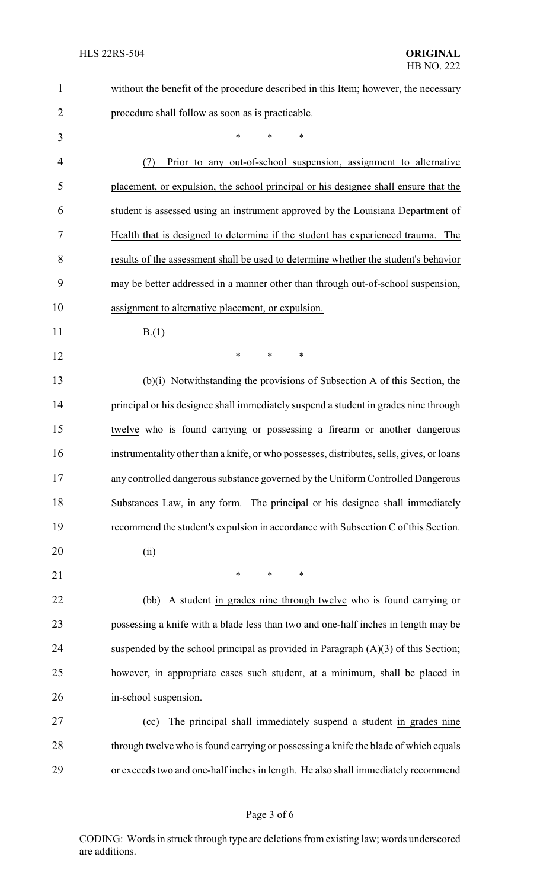without the benefit of the procedure described in this Item; however, the necessary procedure shall follow as soon as is practicable.

\* \* \*

(7) Prior to any out-of-school suspension, assignment to alternative placement, or expulsion, the school principal or his designee shall ensure that the student is assessed using an instrument approved by the Louisiana Department of Health that is designed to determine if the student has experienced trauma. The results of the assessment shall be used to determine whether the student's behavior may be better addressed in a manner other than through out-of-school suspension, assignment to alternative placement, or expulsion.

B.(1)

\* \* \*

(b)(i) Notwithstanding the provisions of Subsection A of this Section, the principal or his designee shall immediately suspend a student in grades nine through twelve who is found carrying or possessing a firearm or another dangerous instrumentality other than a knife, or who possesses, distributes, sells, gives, or loans any controlled dangerous substance governed by the Uniform Controlled Dangerous Substances Law, in any form. The principal or his designee shall immediately recommend the student's expulsion in accordance with Subsection C of this Section.

(ii)

\* \* \*

(bb) A student in grades nine through twelve who is found carrying or possessing a knife with a blade less than two and one-half inches in length may be suspended by the school principal as provided in Paragraph (A)(3) of this Section; however, in appropriate cases such student, at a minimum, shall be placed in in-school suspension.

(cc) The principal shall immediately suspend a student in grades nine through twelve who is found carrying or possessing a knife the blade of which equals or exceeds two and one-half inches in length. He also shall immediately recommend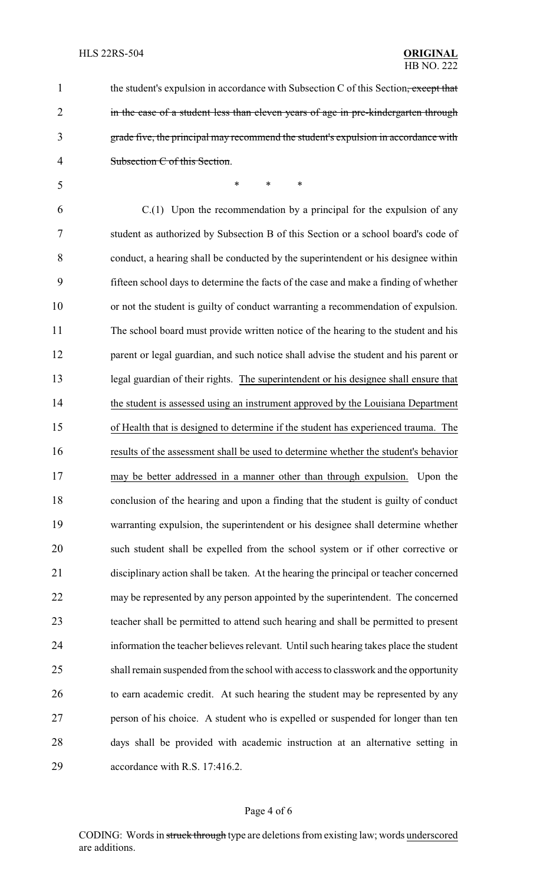the student's expulsion in accordance with Subsection C of this Section~~, except that in the case of a student less than eleven years of age in pre-kindergarten through grade five, the principal may recommend the student's expulsion in accordance with Subsection C of this Section~~.

\* \* \*

C.(1) Upon the recommendation by a principal for the expulsion of any student as authorized by Subsection B of this Section or a school board's code of conduct, a hearing shall be conducted by the superintendent or his designee within fifteen school days to determine the facts of the case and make a finding of whether or not the student is guilty of conduct warranting a recommendation of expulsion. The school board must provide written notice of the hearing to the student and his parent or legal guardian, and such notice shall advise the student and his parent or legal guardian of their rights. <u>The superintendent or his designee shall ensure that the student is assessed using an instrument approved by the Louisiana Department of Health that is designed to determine if the student has experienced trauma. The results of the assessment shall be used to determine whether the student's behavior may be better addressed in a manner other than through expulsion.</u> Upon the conclusion of the hearing and upon a finding that the student is guilty of conduct warranting expulsion, the superintendent or his designee shall determine whether such student shall be expelled from the school system or if other corrective or disciplinary action shall be taken. At the hearing the principal or teacher concerned may be represented by any person appointed by the superintendent. The concerned teacher shall be permitted to attend such hearing and shall be permitted to present information the teacher believes relevant. Until such hearing takes place the student shall remain suspended from the school with access to classwork and the opportunity to earn academic credit. At such hearing the student may be represented by any person of his choice. A student who is expelled or suspended for longer than ten days shall be provided with academic instruction at an alternative setting in accordance with R.S. 17:416.2.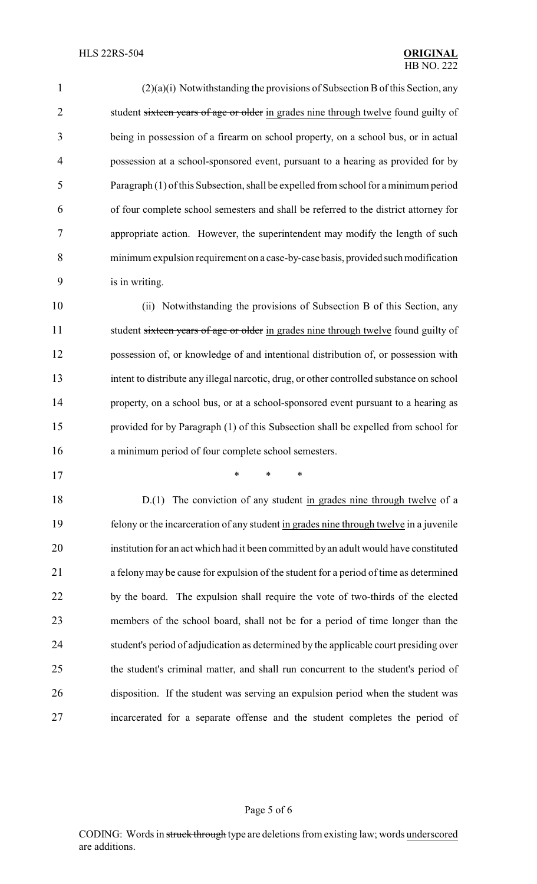(2)(a)(i) Notwithstanding the provisions of Subsection B of this Section, any student ~~sixteen years of age or older~~ <u>in grades nine through twelve</u> found guilty of being in possession of a firearm on school property, on a school bus, or in actual possession at a school-sponsored event, pursuant to a hearing as provided for by Paragraph (1) of this Subsection, shall be expelled from school for a minimum period of four complete school semesters and shall be referred to the district attorney for appropriate action. However, the superintendent may modify the length of such minimum expulsion requirement on a case-by-case basis, provided such modification is in writing.

(ii) Notwithstanding the provisions of Subsection B of this Section, any student ~~sixteen years of age or older~~ <u>in grades nine through twelve</u> found guilty of possession of, or knowledge of and intentional distribution of, or possession with intent to distribute any illegal narcotic, drug, or other controlled substance on school property, on a school bus, or at a school-sponsored event pursuant to a hearing as provided for by Paragraph (1) of this Subsection shall be expelled from school for a minimum period of four complete school semesters.

\* \* \*

D.(1) The conviction of any student <u>in grades nine through twelve</u> of a felony or the incarceration of any student <u>in grades nine through twelve</u> in a juvenile institution for an act which had it been committed by an adult would have constituted a felony may be cause for expulsion of the student for a period of time as determined by the board. The expulsion shall require the vote of two-thirds of the elected members of the school board, shall not be for a period of time longer than the student's period of adjudication as determined by the applicable court presiding over the student's criminal matter, and shall run concurrent to the student's period of disposition. If the student was serving an expulsion period when the student was incarcerated for a separate offense and the student completes the period of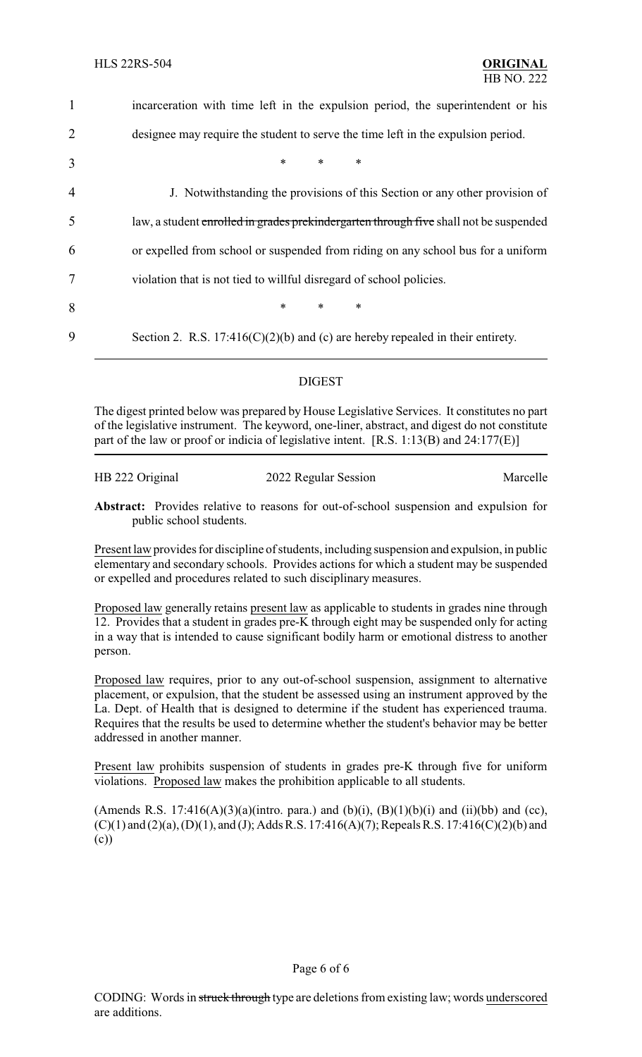incarceration with time left in the expulsion period, the superintendent or his designee may require the student to serve the time left in the expulsion period.

\* \* \*

J. Notwithstanding the provisions of this Section or any other provision of law, a student ~~enrolled in grades prekindergarten through five~~ shall not be suspended or expelled from school or suspended from riding on any school bus for a uniform violation that is not tied to willful disregard of school policies.

\* \* \*

Section 2. R.S. 17:416(C)(2)(b) and (c) are hereby repealed in their entirety.

---

## DIGEST

The digest printed below was prepared by House Legislative Services. It constitutes no part of the legislative instrument. The keyword, one-liner, abstract, and digest do not constitute part of the law or proof or indicia of legislative intent. [R.S. 1:13(B) and 24:177(E)]

HB 222 Original — 2022 Regular Session — Marcelle

**Abstract:** Provides relative to reasons for out-of-school suspension and expulsion for public school students.

Present law provides for discipline of students, including suspension and expulsion, in public elementary and secondary schools. Provides actions for which a student may be suspended or expelled and procedures related to such disciplinary measures.

Proposed law generally retains present law as applicable to students in grades nine through 12. Provides that a student in grades pre-K through eight may be suspended only for acting in a way that is intended to cause significant bodily harm or emotional distress to another person.

Proposed law requires, prior to any out-of-school suspension, assignment to alternative placement, or expulsion, that the student be assessed using an instrument approved by the La. Dept. of Health that is designed to determine if the student has experienced trauma. Requires that the results be used to determine whether the student's behavior may be better addressed in another manner.

Present law prohibits suspension of students in grades pre-K through five for uniform violations. Proposed law makes the prohibition applicable to all students.

(Amends R.S. 17:416(A)(3)(a)(intro. para.) and (b)(i), (B)(1)(b)(i) and (ii)(bb) and (cc), (C)(1) and (2)(a), (D)(1), and (J); Adds R.S. 17:416(A)(7); Repeals R.S. 17:416(C)(2)(b) and (c))

CODING: Words in ~~struck through~~ type are deletions from existing law; words underscored are additions.